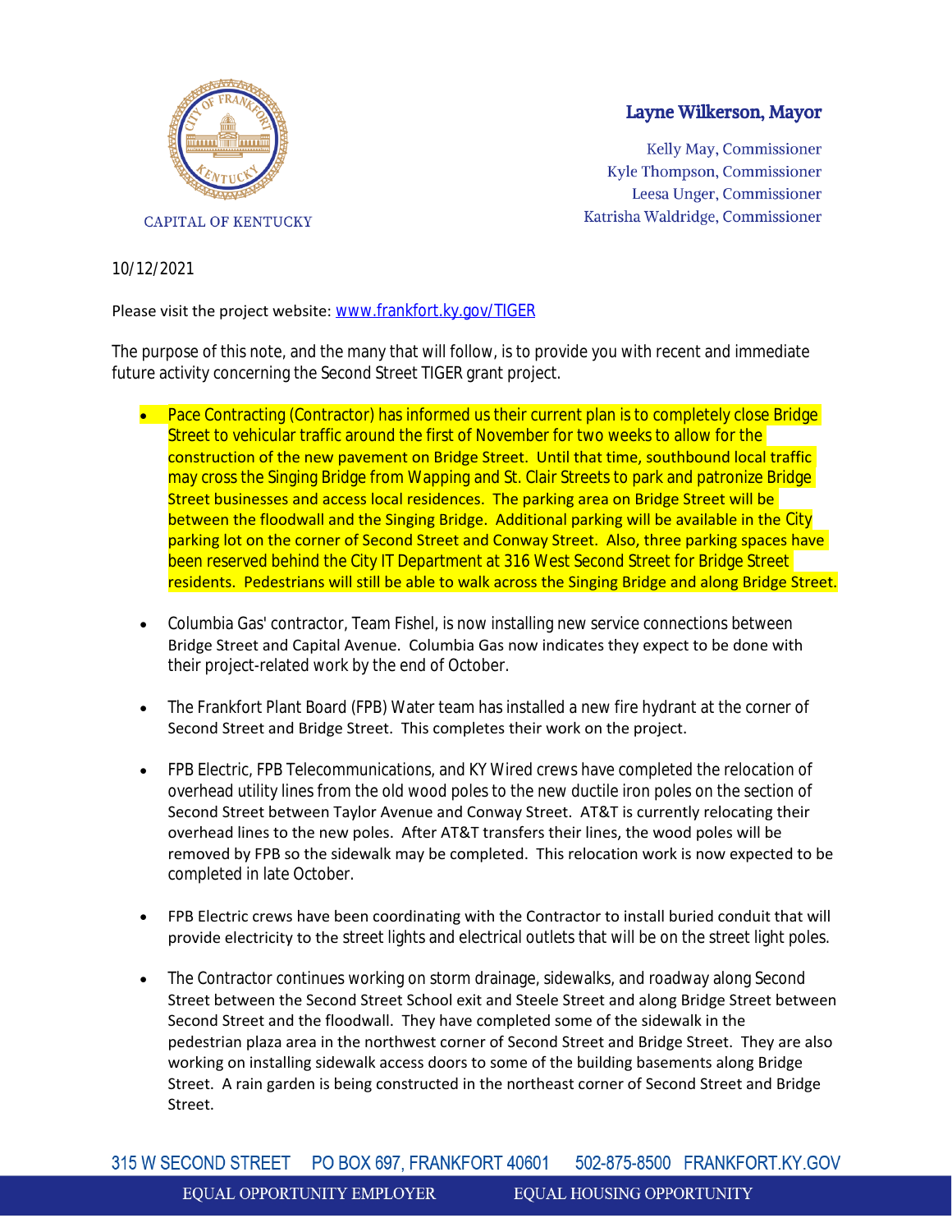CAPITAL OF KENTUCKY

**Layne Wilkerson, Mayor**

Kelly May, Commissioner
Kyle Thompson, Commissioner
Leesa Unger, Commissioner
Katrisha Waldridge, Commissioner

10/12/2021

Please visit the project website: [www.frankfort.ky.gov/TIGER](www.frankfort.ky.gov/TIGER)

The purpose of this note, and the many that will follow, is to provide you with recent and immediate future activity concerning the Second Street TIGER grant project.

- Pace Contracting (Contractor) has informed us their current plan is to completely close Bridge Street to vehicular traffic around the first of November for two weeks to allow for the construction of the new pavement on Bridge Street. Until that time, southbound local traffic may cross the Singing Bridge from Wapping and St. Clair Streets to park and patronize Bridge Street businesses and access local residences. The parking area on Bridge Street will be between the floodwall and the Singing Bridge. Additional parking will be available in the City parking lot on the corner of Second Street and Conway Street. Also, three parking spaces have been reserved behind the City IT Department at 316 West Second Street for Bridge Street residents. Pedestrians will still be able to walk across the Singing Bridge and along Bridge Street.

- Columbia Gas' contractor, Team Fishel, is now installing new service connections between Bridge Street and Capital Avenue. Columbia Gas now indicates they expect to be done with their project-related work by the end of October.

- The Frankfort Plant Board (FPB) Water team has installed a new fire hydrant at the corner of Second Street and Bridge Street. This completes their work on the project.

- FPB Electric, FPB Telecommunications, and KY Wired crews have completed the relocation of overhead utility lines from the old wood poles to the new ductile iron poles on the section of Second Street between Taylor Avenue and Conway Street. AT&T is currently relocating their overhead lines to the new poles. After AT&T transfers their lines, the wood poles will be removed by FPB so the sidewalk may be completed. This relocation work is now expected to be completed in late October.

- FPB Electric crews have been coordinating with the Contractor to install buried conduit that will provide electricity to the street lights and electrical outlets that will be on the street light poles.

- The Contractor continues working on storm drainage, sidewalks, and roadway along Second Street between the Second Street School exit and Steele Street and along Bridge Street between Second Street and the floodwall. They have completed some of the sidewalk in the pedestrian plaza area in the northwest corner of Second Street and Bridge Street. They are also working on installing sidewalk access doors to some of the building basements along Bridge Street. A rain garden is being constructed in the northeast corner of Second Street and Bridge Street.

315 W SECOND STREET PO BOX 697, FRANKFORT 40601 502-875-8500 FRANKFORT.KY.GOV

EQUAL OPPORTUNITY EMPLOYER EQUAL HOUSING OPPORTUNITY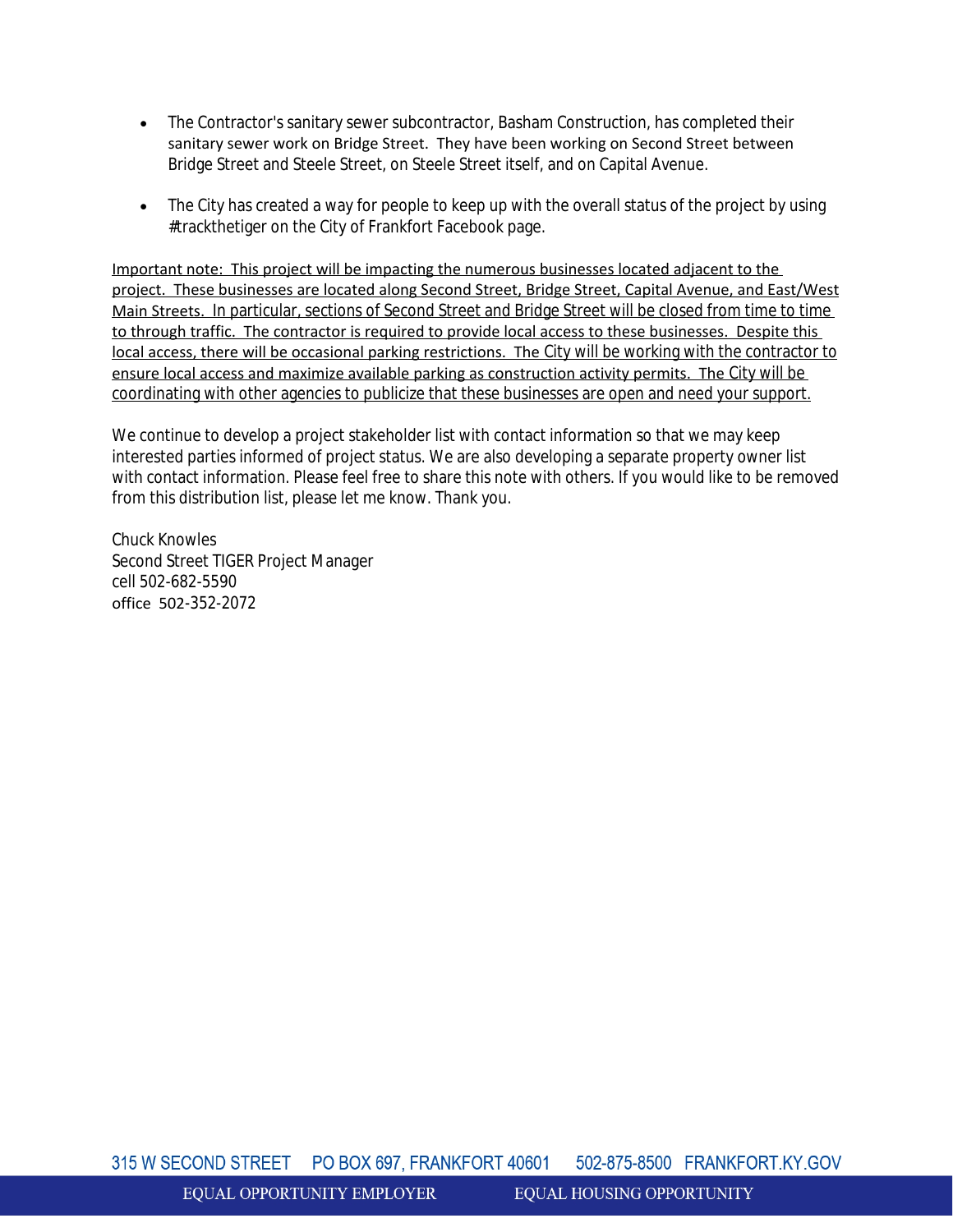- The Contractor's sanitary sewer subcontractor, Basham Construction, has completed their sanitary sewer work on Bridge Street. They have been working on Second Street between Bridge Street and Steele Street, on Steele Street itself, and on Capital Avenue.
- The City has created a way for people to keep up with the overall status of the project by using #trackthetiger on the City of Frankfort Facebook page.

<u>Important note: This project will be impacting the numerous businesses located adjacent to the project. These businesses are located along Second Street, Bridge Street, Capital Avenue, and East/West Main Streets. In particular, sections of Second Street and Bridge Street will be closed from time to time to through traffic. The contractor is required to provide local access to these businesses. Despite this local access, there will be occasional parking restrictions. The City will be working with the contractor to ensure local access and maximize available parking as construction activity permits. The City will be coordinating with other agencies to publicize that these businesses are open and need your support.</u>

We continue to develop a project stakeholder list with contact information so that we may keep interested parties informed of project status. We are also developing a separate property owner list with contact information. Please feel free to share this note with others. If you would like to be removed from this distribution list, please let me know. Thank you.

Chuck Knowles
Second Street TIGER Project Manager
cell 502-682-5590
office 502-352-2072

315 W SECOND STREET PO BOX 697, FRANKFORT 40601 502-875-8500 FRANKFORT.KY.GOV

EQUAL OPPORTUNITY EMPLOYER EQUAL HOUSING OPPORTUNITY